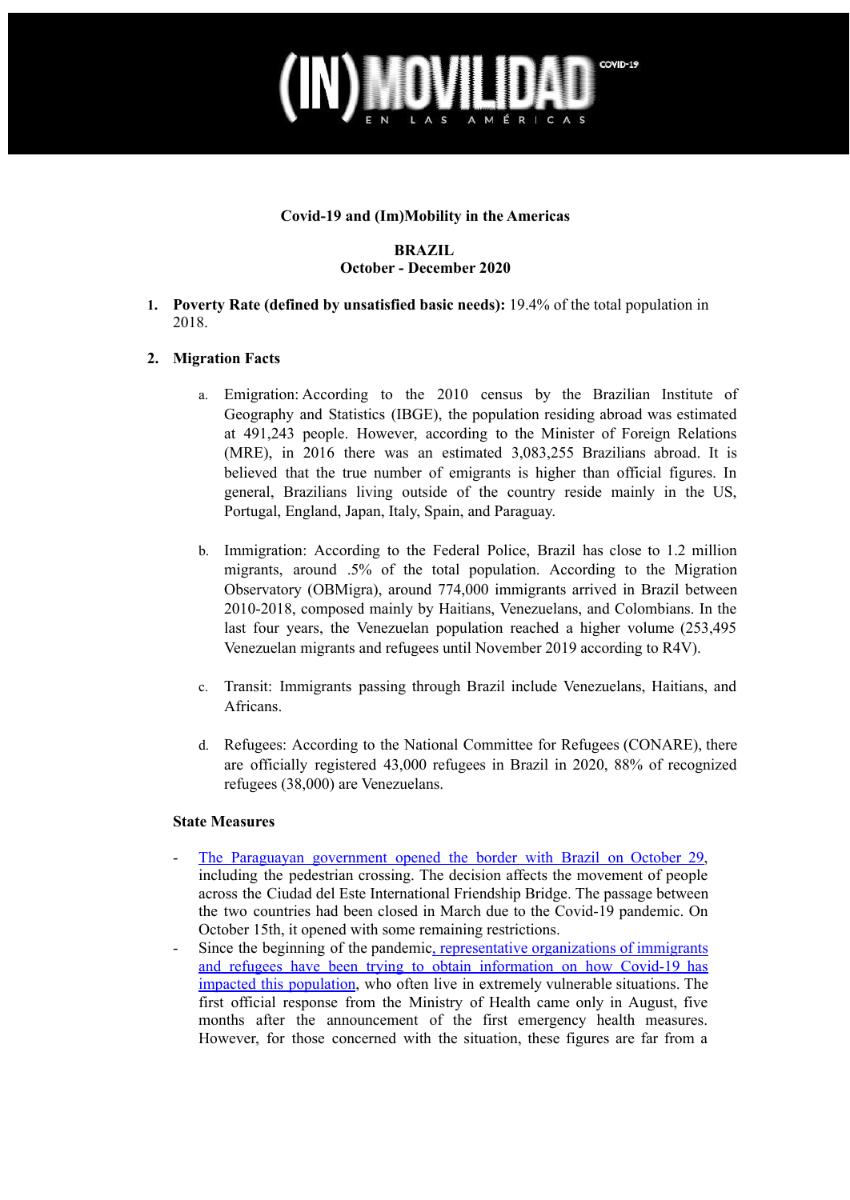# Covid-19 and (Im)Mobility in the Americas

## BRAZIL
## October - December 2020

1. **Poverty Rate (defined by unsatisfied basic needs):** 19.4% of the total population in 2018.

2. **Migration Facts**

   a. Emigration: According to the 2010 census by the Brazilian Institute of Geography and Statistics (IBGE), the population residing abroad was estimated at 491,243 people. However, according to the Minister of Foreign Relations (MRE), in 2016 there was an estimated 3,083,255 Brazilians abroad. It is believed that the true number of emigrants is higher than official figures. In general, Brazilians living outside of the country reside mainly in the US, Portugal, England, Japan, Italy, Spain, and Paraguay.

   b. Immigration: According to the Federal Police, Brazil has close to 1.2 million migrants, around .5% of the total population. According to the Migration Observatory (OBMigra), around 774,000 immigrants arrived in Brazil between 2010-2018, composed mainly by Haitians, Venezuelans, and Colombians. In the last four years, the Venezuelan population reached a higher volume (253,495 Venezuelan migrants and refugees until November 2019 according to R4V).

   c. Transit: Immigrants passing through Brazil include Venezuelans, Haitians, and Africans.

   d. Refugees: According to the National Committee for Refugees (CONARE), there are officially registered 43,000 refugees in Brazil in 2020, 88% of recognized refugees (38,000) are Venezuelans.

**State Measures**

- The Paraguayan government opened the border with Brazil on October 29, including the pedestrian crossing. The decision affects the movement of people across the Ciudad del Este International Friendship Bridge. The passage between the two countries had been closed in March due to the Covid-19 pandemic. On October 15th, it opened with some remaining restrictions.
- Since the beginning of the pandemic, representative organizations of immigrants and refugees have been trying to obtain information on how Covid-19 has impacted this population, who often live in extremely vulnerable situations. The first official response from the Ministry of Health came only in August, five months after the announcement of the first emergency health measures. However, for those concerned with the situation, these figures are far from a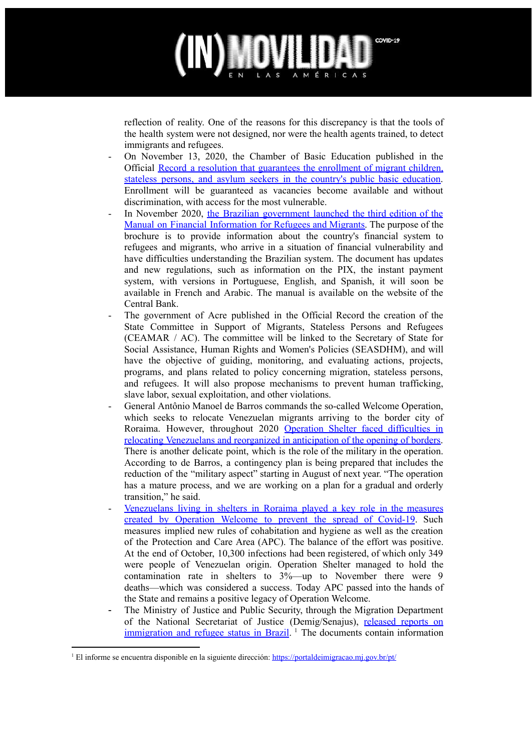reflection of reality. One of the reasons for this discrepancy is that the tools of the health system were not designed, nor were the health agents trained, to detect immigrants and refugees.

- On November 13, 2020, the Chamber of Basic Education published in the Official Record a resolution that guarantees the enrollment of migrant children, stateless persons, and asylum seekers in the country's public basic education. Enrollment will be guaranteed as vacancies become available and without discrimination, with access for the most vulnerable.
- In November 2020, the Brazilian government launched the third edition of the Manual on Financial Information for Refugees and Migrants. The purpose of the brochure is to provide information about the country's financial system to refugees and migrants, who arrive in a situation of financial vulnerability and have difficulties understanding the Brazilian system. The document has updates and new regulations, such as information on the PIX, the instant payment system, with versions in Portuguese, English, and Spanish, it will soon be available in French and Arabic. The manual is available on the website of the Central Bank.
- The government of Acre published in the Official Record the creation of the State Committee in Support of Migrants, Stateless Persons and Refugees (CEAMAR / AC). The committee will be linked to the Secretary of State for Social Assistance, Human Rights and Women's Policies (SEASDHM), and will have the objective of guiding, monitoring, and evaluating actions, projects, programs, and plans related to policy concerning migration, stateless persons, and refugees. It will also propose mechanisms to prevent human trafficking, slave labor, sexual exploitation, and other violations.
- General Antônio Manoel de Barros commands the so-called Welcome Operation, which seeks to relocate Venezuelan migrants arriving to the border city of Roraima. However, throughout 2020 Operation Shelter faced difficulties in relocating Venezuelans and reorganized in anticipation of the opening of borders. There is another delicate point, which is the role of the military in the operation. According to de Barros, a contingency plan is being prepared that includes the reduction of the "military aspect" starting in August of next year. "The operation has a mature process, and we are working on a plan for a gradual and orderly transition," he said.
- Venezuelans living in shelters in Roraima played a key role in the measures created by Operation Welcome to prevent the spread of Covid-19. Such measures implied new rules of cohabitation and hygiene as well as the creation of the Protection and Care Area (APC). The balance of the effort was positive. At the end of October, 10,300 infections had been registered, of which only 349 were people of Venezuelan origin. Operation Shelter managed to hold the contamination rate in shelters to 3%—up to November there were 9 deaths—which was considered a success. Today APC passed into the hands of the State and remains a positive legacy of Operation Welcome.
- The Ministry of Justice and Public Security, through the Migration Department of the National Secretariat of Justice (Demig/Senajus), released reports on immigration and refugee status in Brazil. [1] The documents contain information

[1] El informe se encuentra disponible en la siguiente dirección: https://portaldeimigracao.mj.gov.br/pt/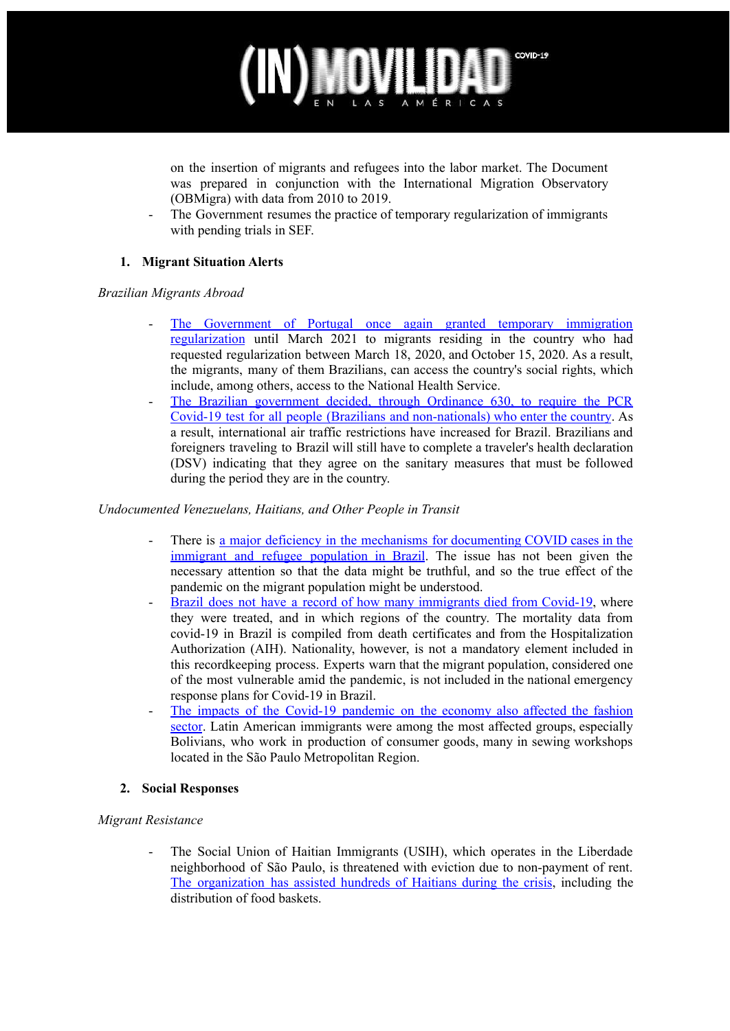on the insertion of migrants and refugees into the labor market. The Document was prepared in conjunction with the International Migration Observatory (OBMigra) with data from 2010 to 2019.

- The Government resumes the practice of temporary regularization of immigrants with pending trials in SEF.

## 1. Migrant Situation Alerts

*Brazilian Migrants Abroad*

- The Government of Portugal once again granted temporary immigration regularization until March 2021 to migrants residing in the country who had requested regularization between March 18, 2020, and October 15, 2020. As a result, the migrants, many of them Brazilians, can access the country's social rights, which include, among others, access to the National Health Service.
- The Brazilian government decided, through Ordinance 630, to require the PCR Covid-19 test for all people (Brazilians and non-nationals) who enter the country. As a result, international air traffic restrictions have increased for Brazil. Brazilians and foreigners traveling to Brazil will still have to complete a traveler's health declaration (DSV) indicating that they agree on the sanitary measures that must be followed during the period they are in the country.

*Undocumented Venezuelans, Haitians, and Other People in Transit*

- There is a major deficiency in the mechanisms for documenting COVID cases in the immigrant and refugee population in Brazil. The issue has not been given the necessary attention so that the data might be truthful, and so the true effect of the pandemic on the migrant population might be understood.
- Brazil does not have a record of how many immigrants died from Covid-19, where they were treated, and in which regions of the country. The mortality data from covid-19 in Brazil is compiled from death certificates and from the Hospitalization Authorization (AIH). Nationality, however, is not a mandatory element included in this recordkeeping process. Experts warn that the migrant population, considered one of the most vulnerable amid the pandemic, is not included in the national emergency response plans for Covid-19 in Brazil.
- The impacts of the Covid-19 pandemic on the economy also affected the fashion sector. Latin American immigrants were among the most affected groups, especially Bolivians, who work in production of consumer goods, many in sewing workshops located in the São Paulo Metropolitan Region.

## 2. Social Responses

*Migrant Resistance*

- The Social Union of Haitian Immigrants (USIH), which operates in the Liberdade neighborhood of São Paulo, is threatened with eviction due to non-payment of rent. The organization has assisted hundreds of Haitians during the crisis, including the distribution of food baskets.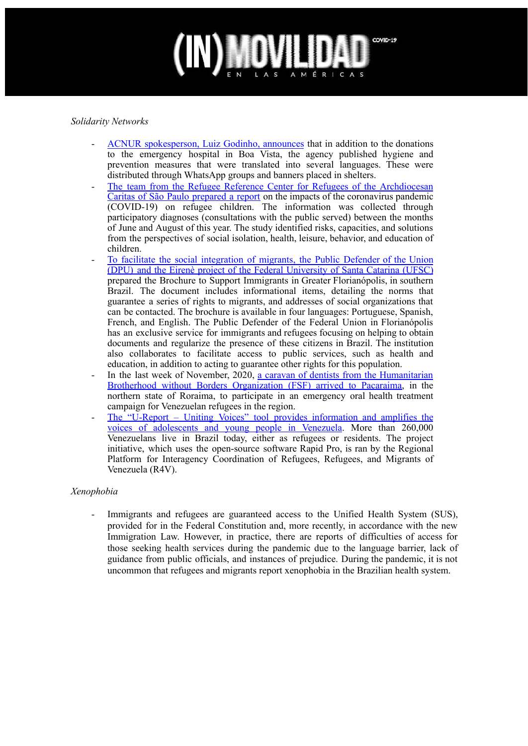*Solidarity Networks*

- ACNUR spokesperson, Luiz Godinho, announces that in addition to the donations to the emergency hospital in Boa Vista, the agency published hygiene and prevention measures that were translated into several languages. These were distributed through WhatsApp groups and banners placed in shelters.
- The team from the Refugee Reference Center for Refugees of the Archdiocesan Caritas of São Paulo prepared a report on the impacts of the coronavirus pandemic (COVID-19) on refugee children. The information was collected through participatory diagnoses (consultations with the public served) between the months of June and August of this year. The study identified risks, capacities, and solutions from the perspectives of social isolation, health, leisure, behavior, and education of children.
- To facilitate the social integration of migrants, the Public Defender of the Union (DPU) and the Eirenè project of the Federal University of Santa Catarina (UFSC) prepared the Brochure to Support Immigrants in Greater Florianópolis, in southern Brazil. The document includes informational items, detailing the norms that guarantee a series of rights to migrants, and addresses of social organizations that can be contacted. The brochure is available in four languages: Portuguese, Spanish, French, and English. The Public Defender of the Federal Union in Florianópolis has an exclusive service for immigrants and refugees focusing on helping to obtain documents and regularize the presence of these citizens in Brazil. The institution also collaborates to facilitate access to public services, such as health and education, in addition to acting to guarantee other rights for this population.
- In the last week of November, 2020, a caravan of dentists from the Humanitarian Brotherhood without Borders Organization (FSF) arrived to Pacaraima, in the northern state of Roraima, to participate in an emergency oral health treatment campaign for Venezuelan refugees in the region.
- The "U-Report – Uniting Voices" tool provides information and amplifies the voices of adolescents and young people in Venezuela. More than 260,000 Venezuelans live in Brazil today, either as refugees or residents. The project initiative, which uses the open-source software Rapid Pro, is ran by the Regional Platform for Interagency Coordination of Refugees, Refugees, and Migrants of Venezuela (R4V).

*Xenophobia*

- Immigrants and refugees are guaranteed access to the Unified Health System (SUS), provided for in the Federal Constitution and, more recently, in accordance with the new Immigration Law. However, in practice, there are reports of difficulties of access for those seeking health services during the pandemic due to the language barrier, lack of guidance from public officials, and instances of prejudice. During the pandemic, it is not uncommon that refugees and migrants report xenophobia in the Brazilian health system.